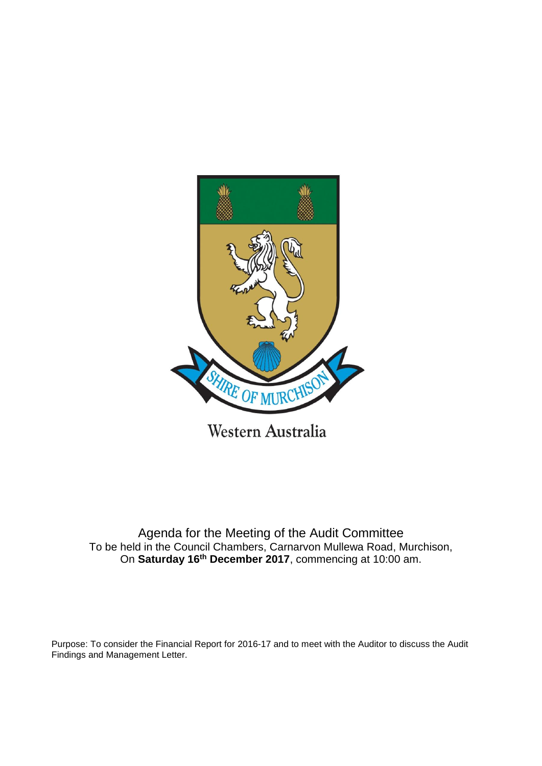SHIRE OF MURCHISON

Western Australia

Agenda for the Meeting of the Audit Committee
To be held in the Council Chambers, Carnarvon Mullewa Road, Murchison,
On **Saturday 16th December 2017**, commencing at 10:00 am.

Purpose: To consider the Financial Report for 2016-17 and to meet with the Auditor to discuss the Audit Findings and Management Letter.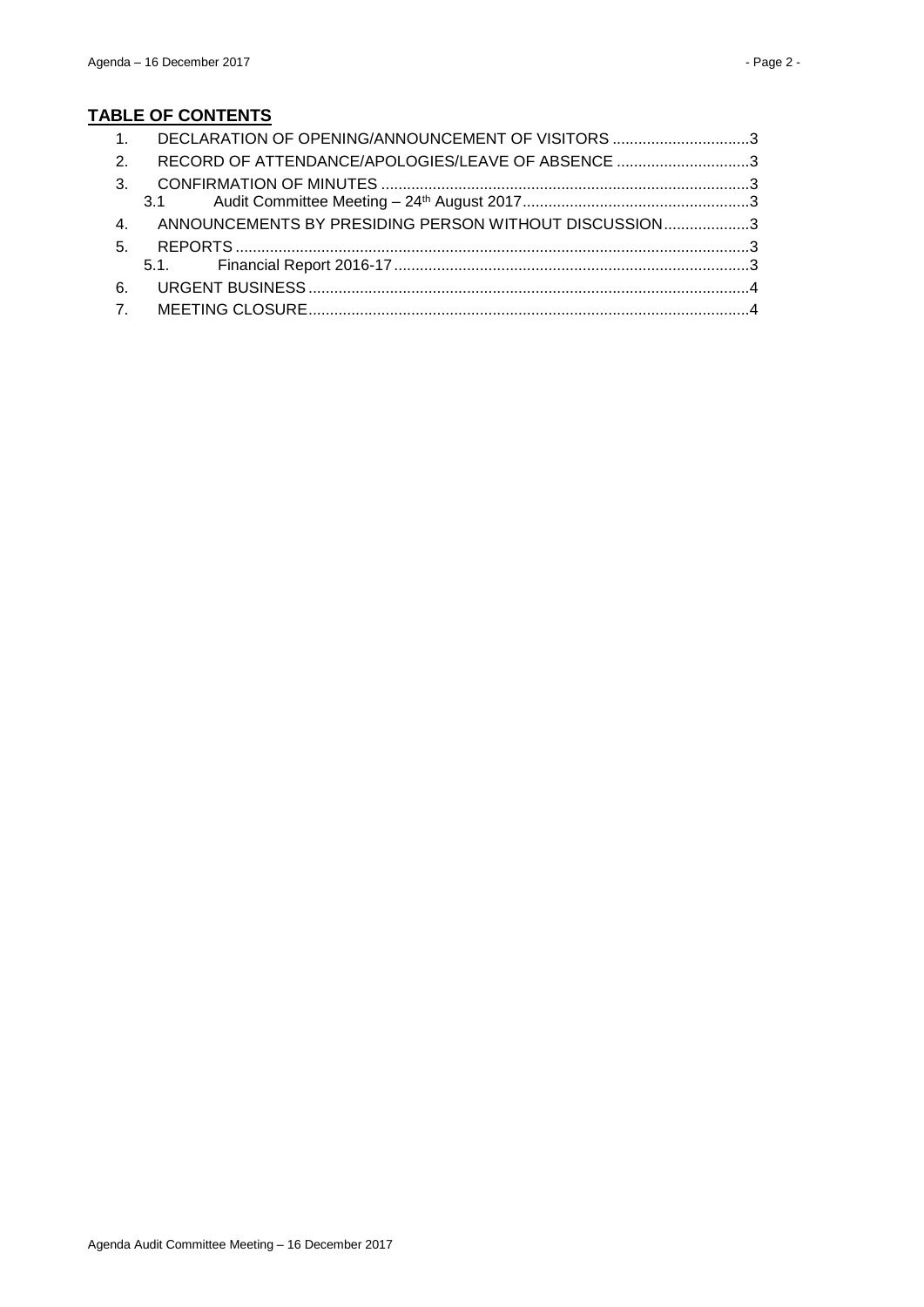**TABLE OF CONTENTS**

1. DECLARATION OF OPENING/ANNOUNCEMENT OF VISITORS ................................3
2. RECORD OF ATTENDANCE/APOLOGIES/LEAVE OF ABSENCE ...............................3
3. CONFIRMATION OF MINUTES .....................................................................................3
   3.1 Audit Committee Meeting – 24th August 2017.....................................................3
4. ANNOUNCEMENTS BY PRESIDING PERSON WITHOUT DISCUSSION....................3
5. REPORTS .......................................................................................................................3
   5.1. Financial Report 2016-17 ..................................................................................3
6. URGENT BUSINESS ......................................................................................................4
7. MEETING CLOSURE......................................................................................................4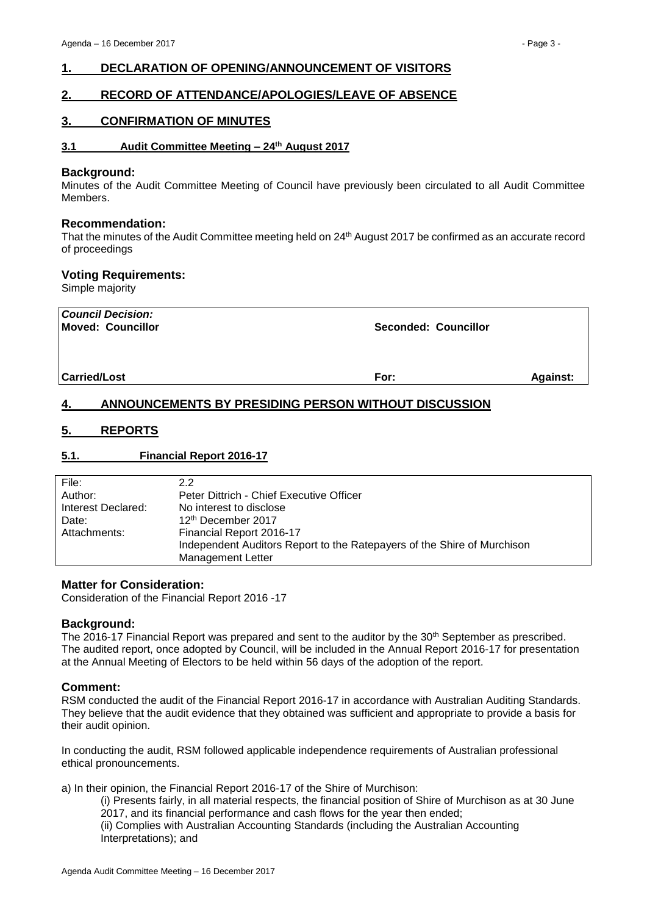## 1. DECLARATION OF OPENING/ANNOUNCEMENT OF VISITORS

## 2. RECORD OF ATTENDANCE/APOLOGIES/LEAVE OF ABSENCE

## 3. CONFIRMATION OF MINUTES

### 3.1 Audit Committee Meeting – 24th August 2017

**Background:**
Minutes of the Audit Committee Meeting of Council have previously been circulated to all Audit Committee Members.

**Recommendation:**
That the minutes of the Audit Committee meeting held on 24th August 2017 be confirmed as an accurate record of proceedings

**Voting Requirements:**
Simple majority

| *Council Decision:* | | |
|---|---|---|
| **Moved: Councillor** | **Seconded: Councillor** | |
| **Carried/Lost** | **For:** | **Against:** |

## 4. ANNOUNCEMENTS BY PRESIDING PERSON WITHOUT DISCUSSION

## 5. REPORTS

### 5.1. Financial Report 2016-17

| | |
|---|---|
| File: | 2.2 |
| Author: | Peter Dittrich - Chief Executive Officer |
| Interest Declared: | No interest to disclose |
| Date: | 12th December 2017 |
| Attachments: | Financial Report 2016-17<br>Independent Auditors Report to the Ratepayers of the Shire of Murchison<br>Management Letter |

**Matter for Consideration:**
Consideration of the Financial Report 2016 -17

**Background:**
The 2016-17 Financial Report was prepared and sent to the auditor by the 30th September as prescribed. The audited report, once adopted by Council, will be included in the Annual Report 2016-17 for presentation at the Annual Meeting of Electors to be held within 56 days of the adoption of the report.

**Comment:**
RSM conducted the audit of the Financial Report 2016-17 in accordance with Australian Auditing Standards. They believe that the audit evidence that they obtained was sufficient and appropriate to provide a basis for their audit opinion.

In conducting the audit, RSM followed applicable independence requirements of Australian professional ethical pronouncements.

a) In their opinion, the Financial Report 2016-17 of the Shire of Murchison:

(i) Presents fairly, in all material respects, the financial position of Shire of Murchison as at 30 June 2017, and its financial performance and cash flows for the year then ended;
(ii) Complies with Australian Accounting Standards (including the Australian Accounting Interpretations); and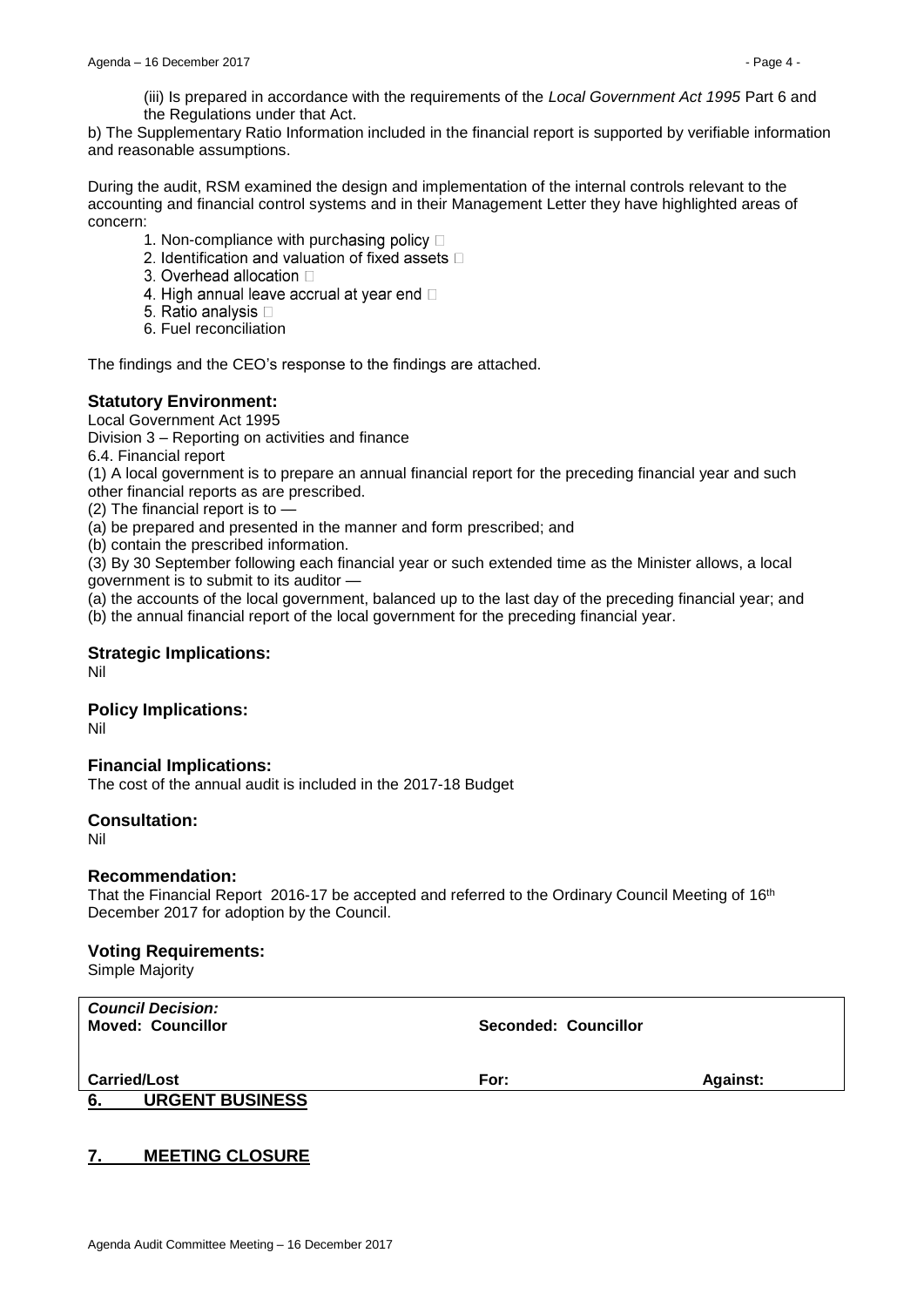(iii) Is prepared in accordance with the requirements of the *Local Government Act 1995* Part 6 and the Regulations under that Act.

b) The Supplementary Ratio Information included in the financial report is supported by verifiable information and reasonable assumptions.

During the audit, RSM examined the design and implementation of the internal controls relevant to the accounting and financial control systems and in their Management Letter they have highlighted areas of concern:

1. Non-compliance with purchasing policy 
2. Identification and valuation of fixed assets 
3. Overhead allocation 
4. High annual leave accrual at year end 
5. Ratio analysis 
6. Fuel reconciliation

The findings and the CEO's response to the findings are attached.

### Statutory Environment:

Local Government Act 1995

Division 3 – Reporting on activities and finance

6.4. Financial report

(1) A local government is to prepare an annual financial report for the preceding financial year and such other financial reports as are prescribed.

(2) The financial report is to —

(a) be prepared and presented in the manner and form prescribed; and

(b) contain the prescribed information.

(3) By 30 September following each financial year or such extended time as the Minister allows, a local government is to submit to its auditor —

(a) the accounts of the local government, balanced up to the last day of the preceding financial year; and

(b) the annual financial report of the local government for the preceding financial year.

### Strategic Implications:

Nil

### Policy Implications:

Nil

### Financial Implications:

The cost of the annual audit is included in the 2017-18 Budget

### Consultation:

Nil

### Recommendation:

That the Financial Report 2016-17 be accepted and referred to the Ordinary Council Meeting of 16th December 2017 for adoption by the Council.

### Voting Requirements:

Simple Majority

| | | |
|---|---|---|
| ***Council Decision:*** **Moved: Councillor** | **Seconded: Councillor** | |
| **Carried/Lost** | **For:** | **Against:** |

## 6. URGENT BUSINESS

## 7. MEETING CLOSURE